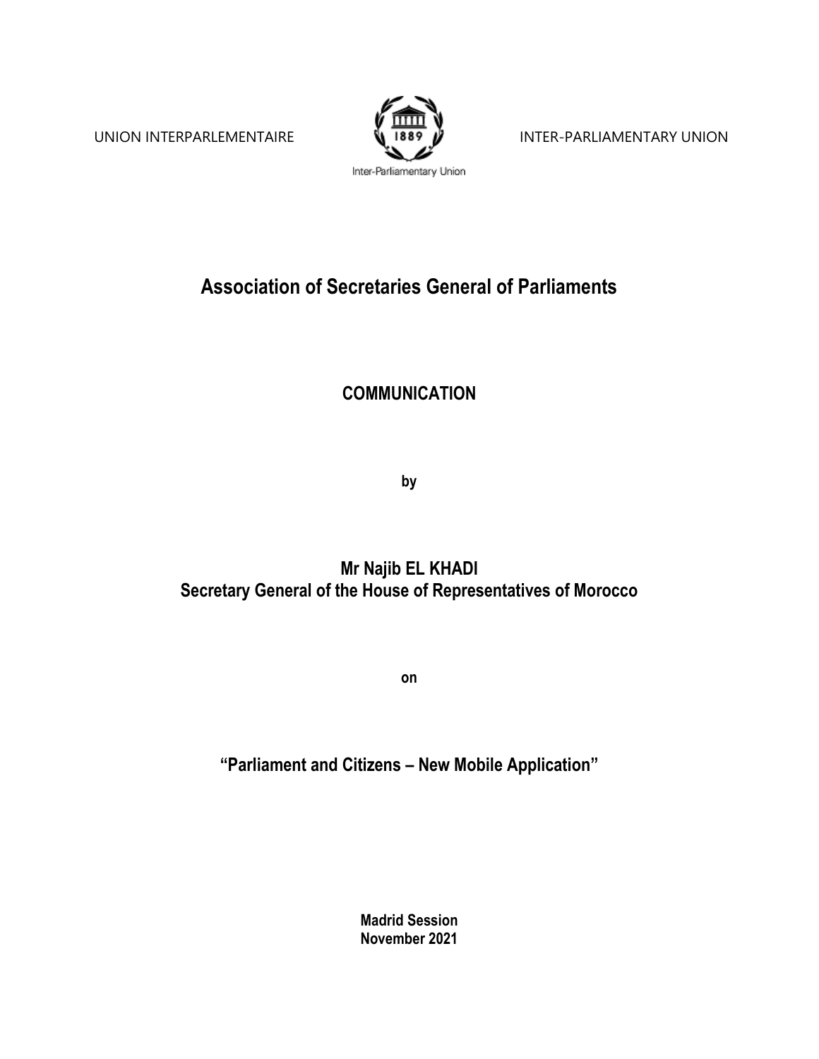UNION INTERPARLEMENTAIRE — INTER-PARLIAMENTARY UNION

Inter-Parliamentary Union

# Association of Secretaries General of Parliaments

## COMMUNICATION

**by**

**Mr Najib EL KHADI**
**Secretary General of the House of Representatives of Morocco**

**on**

## "Parliament and Citizens – New Mobile Application"

**Madrid Session**
**November 2021**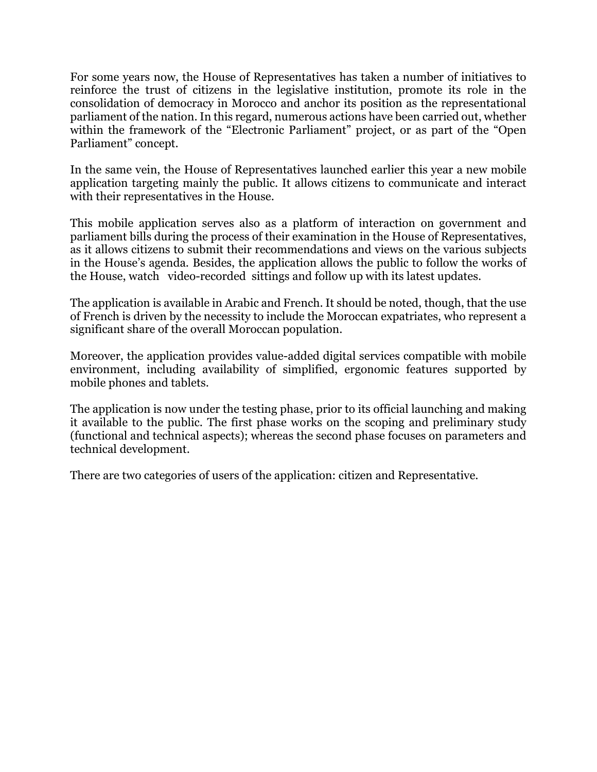For some years now, the House of Representatives has taken a number of initiatives to reinforce the trust of citizens in the legislative institution, promote its role in the consolidation of democracy in Morocco and anchor its position as the representational parliament of the nation. In this regard, numerous actions have been carried out, whether within the framework of the "Electronic Parliament" project, or as part of the "Open Parliament" concept.

In the same vein, the House of Representatives launched earlier this year a new mobile application targeting mainly the public. It allows citizens to communicate and interact with their representatives in the House.

This mobile application serves also as a platform of interaction on government and parliament bills during the process of their examination in the House of Representatives, as it allows citizens to submit their recommendations and views on the various subjects in the House's agenda. Besides, the application allows the public to follow the works of the House, watch video-recorded sittings and follow up with its latest updates.

The application is available in Arabic and French. It should be noted, though, that the use of French is driven by the necessity to include the Moroccan expatriates, who represent a significant share of the overall Moroccan population.

Moreover, the application provides value-added digital services compatible with mobile environment, including availability of simplified, ergonomic features supported by mobile phones and tablets.

The application is now under the testing phase, prior to its official launching and making it available to the public. The first phase works on the scoping and preliminary study (functional and technical aspects); whereas the second phase focuses on parameters and technical development.

There are two categories of users of the application: citizen and Representative.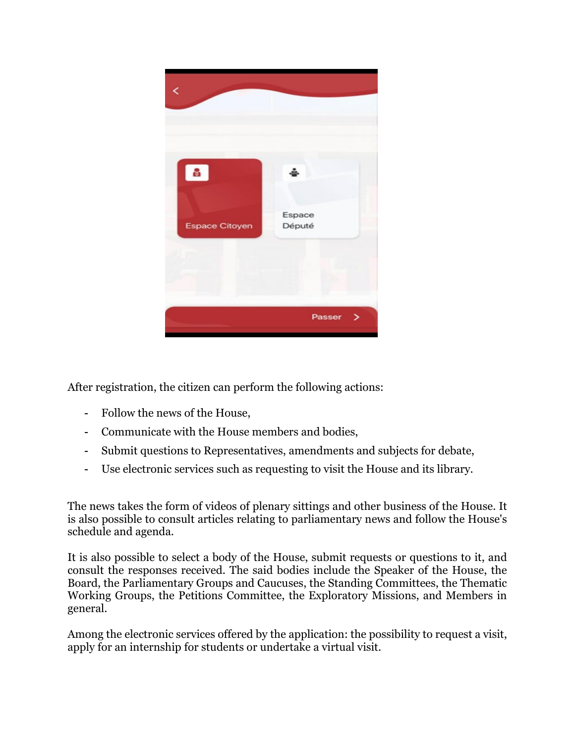After registration, the citizen can perform the following actions:

- Follow the news of the House,
- Communicate with the House members and bodies,
- Submit questions to Representatives, amendments and subjects for debate,
- Use electronic services such as requesting to visit the House and its library.

The news takes the form of videos of plenary sittings and other business of the House. It is also possible to consult articles relating to parliamentary news and follow the House's schedule and agenda.

It is also possible to select a body of the House, submit requests or questions to it, and consult the responses received. The said bodies include the Speaker of the House, the Board, the Parliamentary Groups and Caucuses, the Standing Committees, the Thematic Working Groups, the Petitions Committee, the Exploratory Missions, and Members in general.

Among the electronic services offered by the application: the possibility to request a visit, apply for an internship for students or undertake a virtual visit.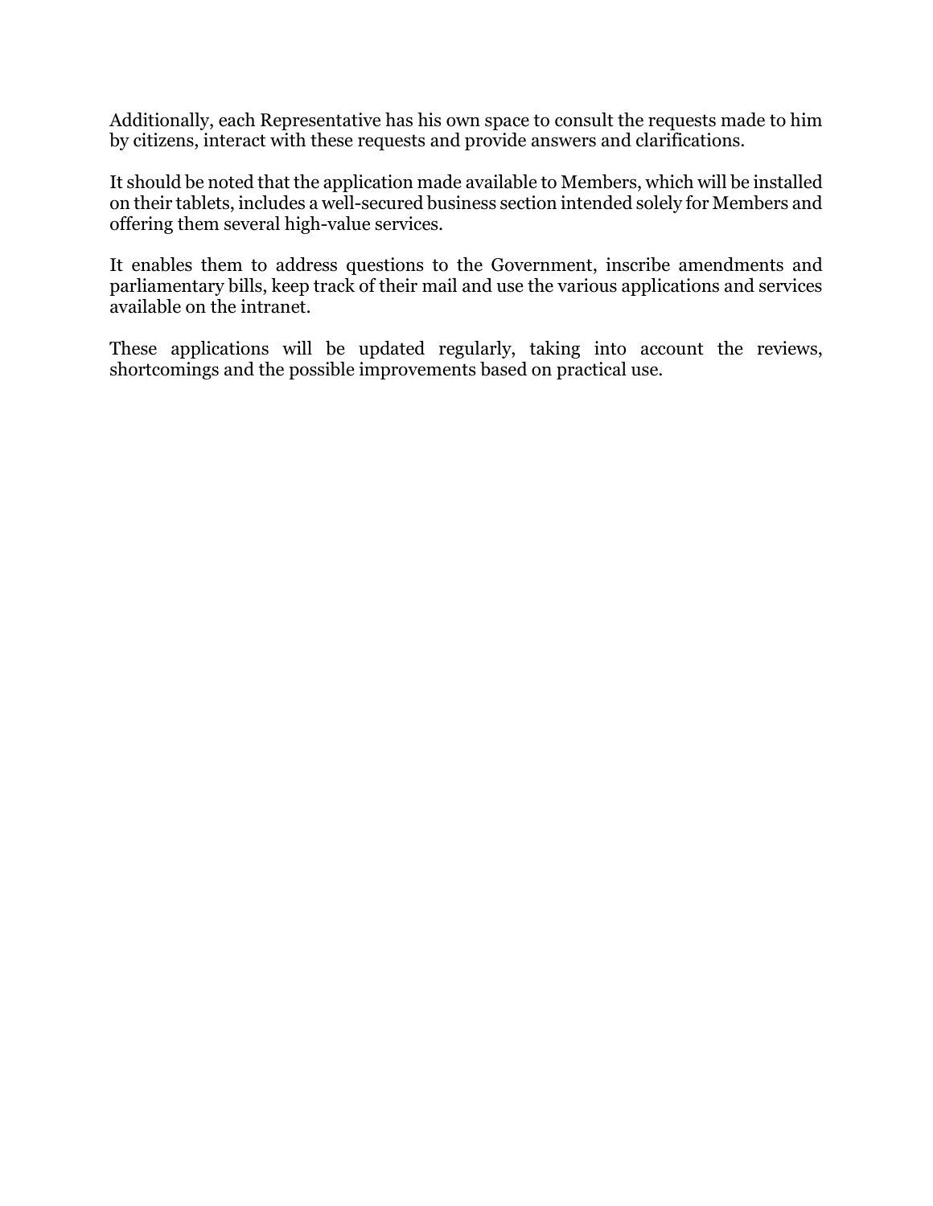Additionally, each Representative has his own space to consult the requests made to him by citizens, interact with these requests and provide answers and clarifications.

It should be noted that the application made available to Members, which will be installed on their tablets, includes a well-secured business section intended solely for Members and offering them several high-value services.

It enables them to address questions to the Government, inscribe amendments and parliamentary bills, keep track of their mail and use the various applications and services available on the intranet.

These applications will be updated regularly, taking into account the reviews, shortcomings and the possible improvements based on practical use.